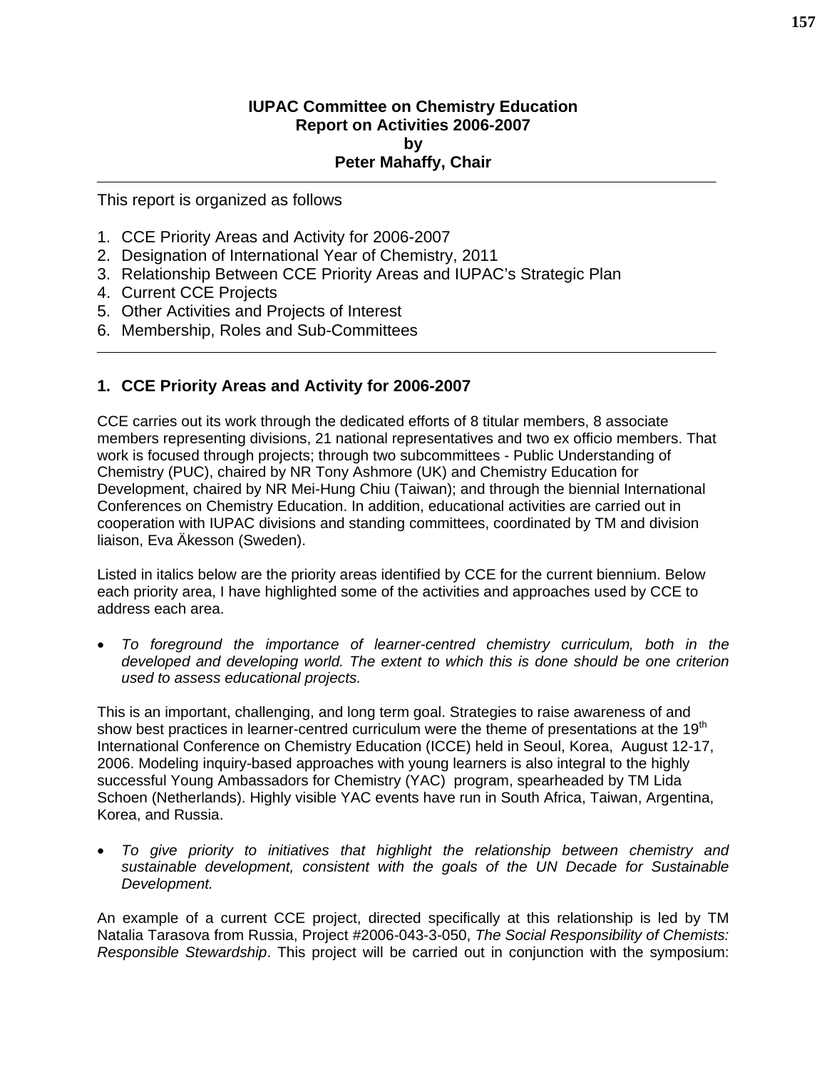**IUPAC Committee on Chemistry Education**
**Report on Activities 2006-2007**
**by**
**Peter Mahaffy, Chair**

---

This report is organized as follows

1. CCE Priority Areas and Activity for 2006-2007
2. Designation of International Year of Chemistry, 2011
3. Relationship Between CCE Priority Areas and IUPAC's Strategic Plan
4. Current CCE Projects
5. Other Activities and Projects of Interest
6. Membership, Roles and Sub-Committees

---

## 1. CCE Priority Areas and Activity for 2006-2007

CCE carries out its work through the dedicated efforts of 8 titular members, 8 associate members representing divisions, 21 national representatives and two ex officio members. That work is focused through projects; through two subcommittees - Public Understanding of Chemistry (PUC), chaired by NR Tony Ashmore (UK) and Chemistry Education for Development, chaired by NR Mei-Hung Chiu (Taiwan); and through the biennial International Conferences on Chemistry Education. In addition, educational activities are carried out in cooperation with IUPAC divisions and standing committees, coordinated by TM and division liaison, Eva Äkesson (Sweden).

Listed in italics below are the priority areas identified by CCE for the current biennium. Below each priority area, I have highlighted some of the activities and approaches used by CCE to address each area.

- *To foreground the importance of learner-centred chemistry curriculum, both in the developed and developing world. The extent to which this is done should be one criterion used to assess educational projects.*

This is an important, challenging, and long term goal. Strategies to raise awareness of and show best practices in learner-centred curriculum were the theme of presentations at the 19th International Conference on Chemistry Education (ICCE) held in Seoul, Korea, August 12-17, 2006. Modeling inquiry-based approaches with young learners is also integral to the highly successful Young Ambassadors for Chemistry (YAC) program, spearheaded by TM Lida Schoen (Netherlands). Highly visible YAC events have run in South Africa, Taiwan, Argentina, Korea, and Russia.

- *To give priority to initiatives that highlight the relationship between chemistry and sustainable development, consistent with the goals of the UN Decade for Sustainable Development.*

An example of a current CCE project, directed specifically at this relationship is led by TM Natalia Tarasova from Russia, Project #2006-043-3-050, *The Social Responsibility of Chemists: Responsible Stewardship*. This project will be carried out in conjunction with the symposium: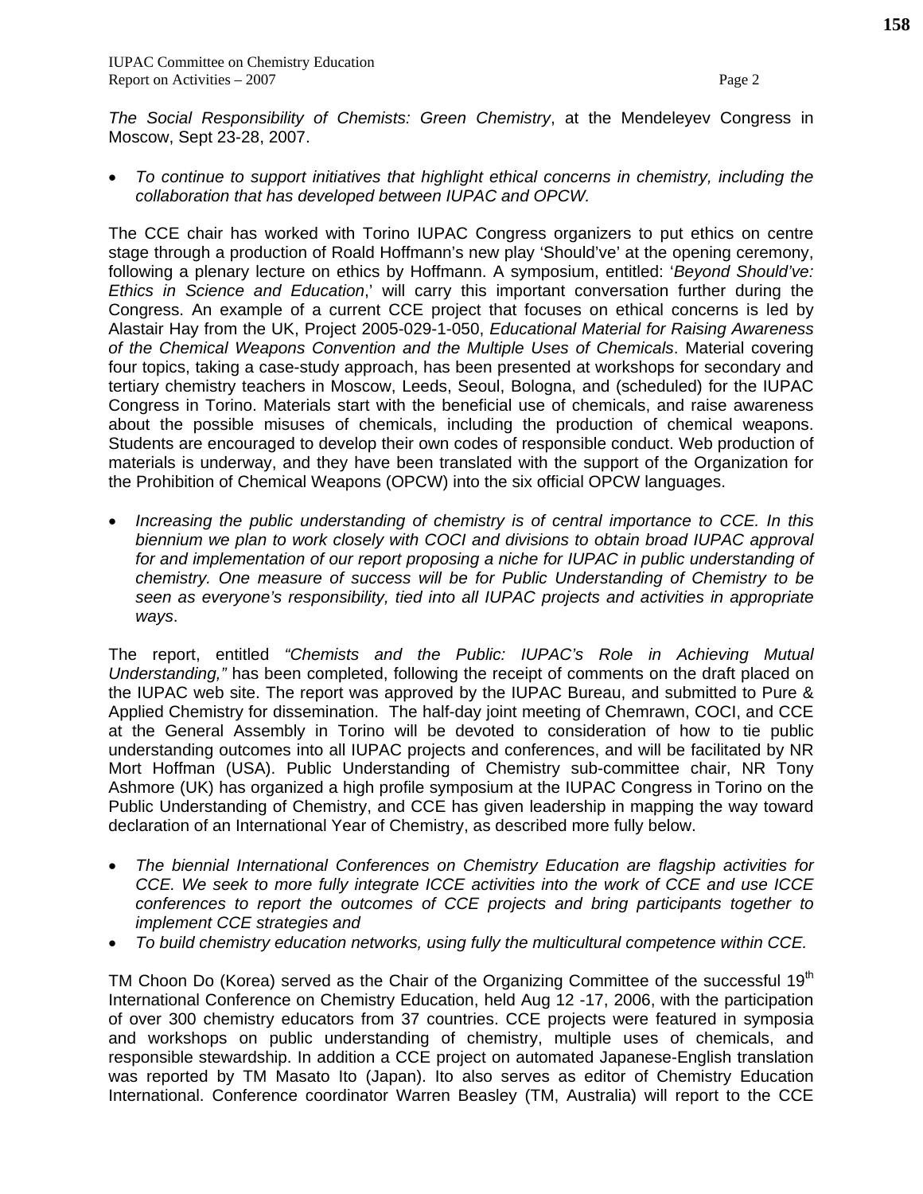*The Social Responsibility of Chemists: Green Chemistry*, at the Mendeleyev Congress in Moscow, Sept 23-28, 2007.

- *To continue to support initiatives that highlight ethical concerns in chemistry, including the collaboration that has developed between IUPAC and OPCW.*

The CCE chair has worked with Torino IUPAC Congress organizers to put ethics on centre stage through a production of Roald Hoffmann's new play 'Should've' at the opening ceremony, following a plenary lecture on ethics by Hoffmann. A symposium, entitled: '*Beyond Should've: Ethics in Science and Education*,' will carry this important conversation further during the Congress. An example of a current CCE project that focuses on ethical concerns is led by Alastair Hay from the UK, Project 2005-029-1-050, *Educational Material for Raising Awareness of the Chemical Weapons Convention and the Multiple Uses of Chemicals*. Material covering four topics, taking a case-study approach, has been presented at workshops for secondary and tertiary chemistry teachers in Moscow, Leeds, Seoul, Bologna, and (scheduled) for the IUPAC Congress in Torino. Materials start with the beneficial use of chemicals, and raise awareness about the possible misuses of chemicals, including the production of chemical weapons. Students are encouraged to develop their own codes of responsible conduct. Web production of materials is underway, and they have been translated with the support of the Organization for the Prohibition of Chemical Weapons (OPCW) into the six official OPCW languages.

- *Increasing the public understanding of chemistry is of central importance to CCE. In this biennium we plan to work closely with COCI and divisions to obtain broad IUPAC approval for and implementation of our report proposing a niche for IUPAC in public understanding of chemistry. One measure of success will be for Public Understanding of Chemistry to be seen as everyone's responsibility, tied into all IUPAC projects and activities in appropriate ways*.

The report, entitled *"Chemists and the Public: IUPAC's Role in Achieving Mutual Understanding,"* has been completed, following the receipt of comments on the draft placed on the IUPAC web site. The report was approved by the IUPAC Bureau, and submitted to Pure & Applied Chemistry for dissemination. The half-day joint meeting of Chemrawn, COCI, and CCE at the General Assembly in Torino will be devoted to consideration of how to tie public understanding outcomes into all IUPAC projects and conferences, and will be facilitated by NR Mort Hoffman (USA). Public Understanding of Chemistry sub-committee chair, NR Tony Ashmore (UK) has organized a high profile symposium at the IUPAC Congress in Torino on the Public Understanding of Chemistry, and CCE has given leadership in mapping the way toward declaration of an International Year of Chemistry, as described more fully below.

- *The biennial International Conferences on Chemistry Education are flagship activities for CCE. We seek to more fully integrate ICCE activities into the work of CCE and use ICCE conferences to report the outcomes of CCE projects and bring participants together to implement CCE strategies and*
- *To build chemistry education networks, using fully the multicultural competence within CCE.*

TM Choon Do (Korea) served as the Chair of the Organizing Committee of the successful 19th International Conference on Chemistry Education, held Aug 12 -17, 2006, with the participation of over 300 chemistry educators from 37 countries. CCE projects were featured in symposia and workshops on public understanding of chemistry, multiple uses of chemicals, and responsible stewardship. In addition a CCE project on automated Japanese-English translation was reported by TM Masato Ito (Japan). Ito also serves as editor of Chemistry Education International. Conference coordinator Warren Beasley (TM, Australia) will report to the CCE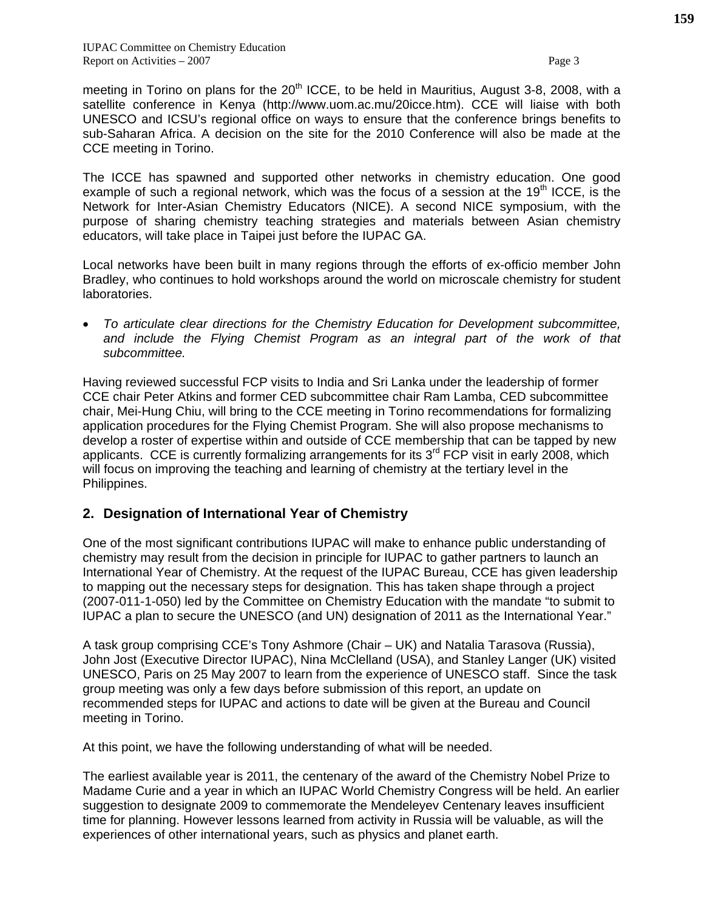meeting in Torino on plans for the 20th ICCE, to be held in Mauritius, August 3-8, 2008, with a satellite conference in Kenya (http://www.uom.ac.mu/20icce.htm). CCE will liaise with both UNESCO and ICSU's regional office on ways to ensure that the conference brings benefits to sub-Saharan Africa. A decision on the site for the 2010 Conference will also be made at the CCE meeting in Torino.

The ICCE has spawned and supported other networks in chemistry education. One good example of such a regional network, which was the focus of a session at the 19th ICCE, is the Network for Inter-Asian Chemistry Educators (NICE). A second NICE symposium, with the purpose of sharing chemistry teaching strategies and materials between Asian chemistry educators, will take place in Taipei just before the IUPAC GA.

Local networks have been built in many regions through the efforts of ex-officio member John Bradley, who continues to hold workshops around the world on microscale chemistry for student laboratories.

- *To articulate clear directions for the Chemistry Education for Development subcommittee, and include the Flying Chemist Program as an integral part of the work of that subcommittee.*

Having reviewed successful FCP visits to India and Sri Lanka under the leadership of former CCE chair Peter Atkins and former CED subcommittee chair Ram Lamba, CED subcommittee chair, Mei-Hung Chiu, will bring to the CCE meeting in Torino recommendations for formalizing application procedures for the Flying Chemist Program. She will also propose mechanisms to develop a roster of expertise within and outside of CCE membership that can be tapped by new applicants. CCE is currently formalizing arrangements for its 3rd FCP visit in early 2008, which will focus on improving the teaching and learning of chemistry at the tertiary level in the Philippines.

## 2. Designation of International Year of Chemistry

One of the most significant contributions IUPAC will make to enhance public understanding of chemistry may result from the decision in principle for IUPAC to gather partners to launch an International Year of Chemistry. At the request of the IUPAC Bureau, CCE has given leadership to mapping out the necessary steps for designation. This has taken shape through a project (2007-011-1-050) led by the Committee on Chemistry Education with the mandate "to submit to IUPAC a plan to secure the UNESCO (and UN) designation of 2011 as the International Year."

A task group comprising CCE's Tony Ashmore (Chair – UK) and Natalia Tarasova (Russia), John Jost (Executive Director IUPAC), Nina McClelland (USA), and Stanley Langer (UK) visited UNESCO, Paris on 25 May 2007 to learn from the experience of UNESCO staff. Since the task group meeting was only a few days before submission of this report, an update on recommended steps for IUPAC and actions to date will be given at the Bureau and Council meeting in Torino.

At this point, we have the following understanding of what will be needed.

The earliest available year is 2011, the centenary of the award of the Chemistry Nobel Prize to Madame Curie and a year in which an IUPAC World Chemistry Congress will be held. An earlier suggestion to designate 2009 to commemorate the Mendeleyev Centenary leaves insufficient time for planning. However lessons learned from activity in Russia will be valuable, as will the experiences of other international years, such as physics and planet earth.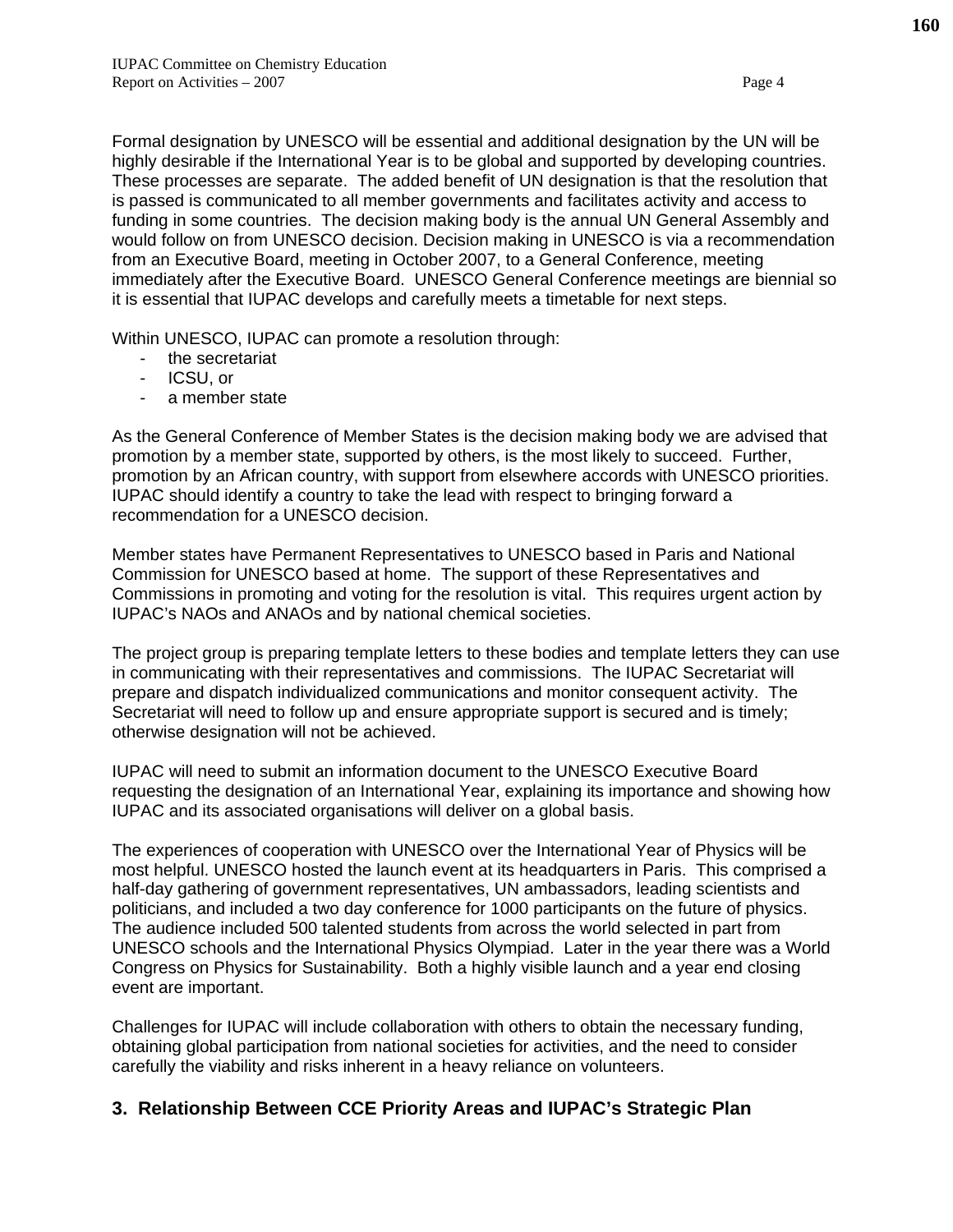Formal designation by UNESCO will be essential and additional designation by the UN will be highly desirable if the International Year is to be global and supported by developing countries. These processes are separate. The added benefit of UN designation is that the resolution that is passed is communicated to all member governments and facilitates activity and access to funding in some countries. The decision making body is the annual UN General Assembly and would follow on from UNESCO decision. Decision making in UNESCO is via a recommendation from an Executive Board, meeting in October 2007, to a General Conference, meeting immediately after the Executive Board. UNESCO General Conference meetings are biennial so it is essential that IUPAC develops and carefully meets a timetable for next steps.

Within UNESCO, IUPAC can promote a resolution through:

- the secretariat
- ICSU, or
- a member state

As the General Conference of Member States is the decision making body we are advised that promotion by a member state, supported by others, is the most likely to succeed. Further, promotion by an African country, with support from elsewhere accords with UNESCO priorities. IUPAC should identify a country to take the lead with respect to bringing forward a recommendation for a UNESCO decision.

Member states have Permanent Representatives to UNESCO based in Paris and National Commission for UNESCO based at home. The support of these Representatives and Commissions in promoting and voting for the resolution is vital. This requires urgent action by IUPAC's NAOs and ANAOs and by national chemical societies.

The project group is preparing template letters to these bodies and template letters they can use in communicating with their representatives and commissions. The IUPAC Secretariat will prepare and dispatch individualized communications and monitor consequent activity. The Secretariat will need to follow up and ensure appropriate support is secured and is timely; otherwise designation will not be achieved.

IUPAC will need to submit an information document to the UNESCO Executive Board requesting the designation of an International Year, explaining its importance and showing how IUPAC and its associated organisations will deliver on a global basis.

The experiences of cooperation with UNESCO over the International Year of Physics will be most helpful. UNESCO hosted the launch event at its headquarters in Paris. This comprised a half-day gathering of government representatives, UN ambassadors, leading scientists and politicians, and included a two day conference for 1000 participants on the future of physics. The audience included 500 talented students from across the world selected in part from UNESCO schools and the International Physics Olympiad. Later in the year there was a World Congress on Physics for Sustainability. Both a highly visible launch and a year end closing event are important.

Challenges for IUPAC will include collaboration with others to obtain the necessary funding, obtaining global participation from national societies for activities, and the need to consider carefully the viability and risks inherent in a heavy reliance on volunteers.

## 3. Relationship Between CCE Priority Areas and IUPAC's Strategic Plan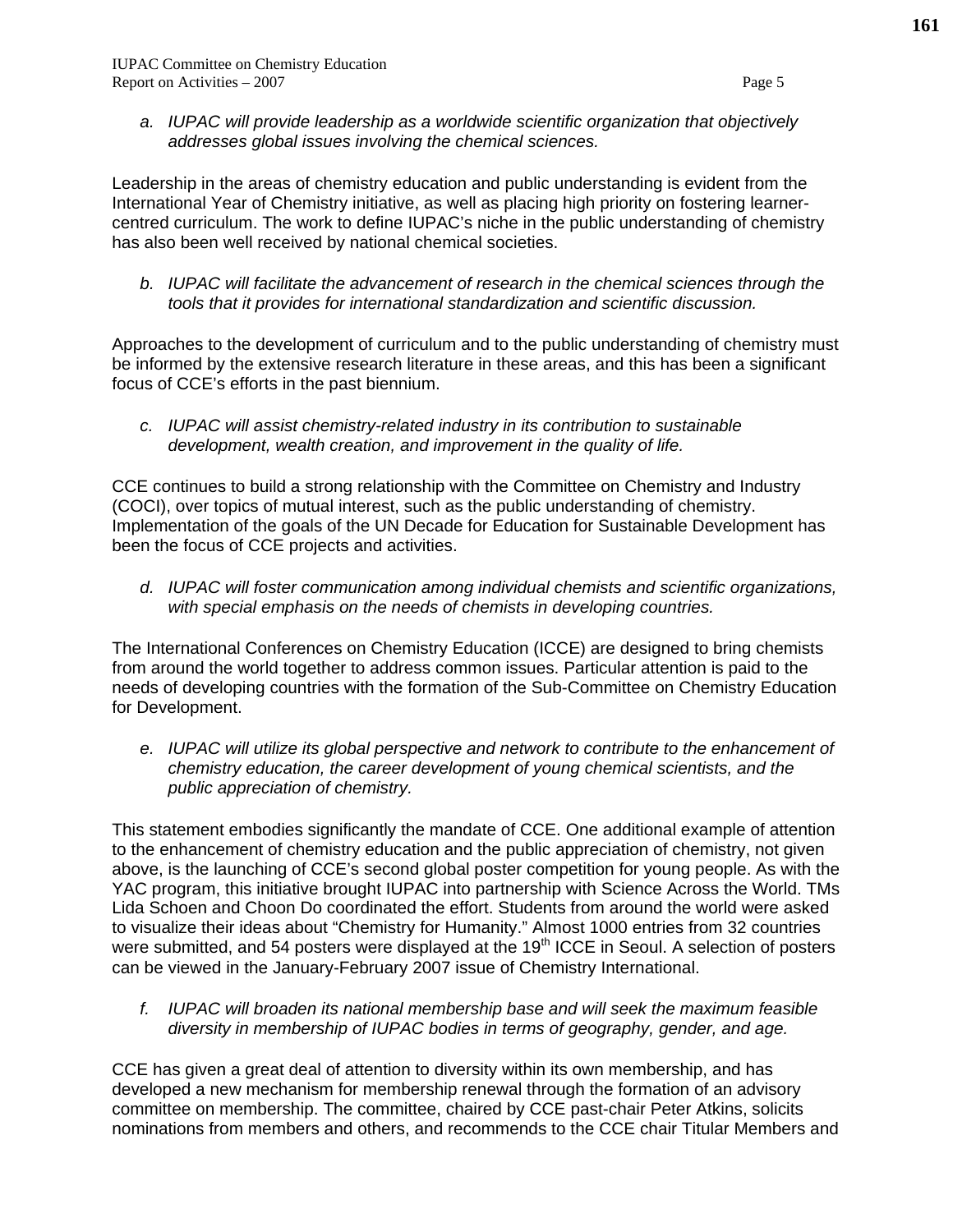*a. IUPAC will provide leadership as a worldwide scientific organization that objectively addresses global issues involving the chemical sciences.*

Leadership in the areas of chemistry education and public understanding is evident from the International Year of Chemistry initiative, as well as placing high priority on fostering learner-centred curriculum. The work to define IUPAC's niche in the public understanding of chemistry has also been well received by national chemical societies.

*b. IUPAC will facilitate the advancement of research in the chemical sciences through the tools that it provides for international standardization and scientific discussion.*

Approaches to the development of curriculum and to the public understanding of chemistry must be informed by the extensive research literature in these areas, and this has been a significant focus of CCE's efforts in the past biennium.

*c. IUPAC will assist chemistry-related industry in its contribution to sustainable development, wealth creation, and improvement in the quality of life.*

CCE continues to build a strong relationship with the Committee on Chemistry and Industry (COCI), over topics of mutual interest, such as the public understanding of chemistry. Implementation of the goals of the UN Decade for Education for Sustainable Development has been the focus of CCE projects and activities.

*d. IUPAC will foster communication among individual chemists and scientific organizations, with special emphasis on the needs of chemists in developing countries.*

The International Conferences on Chemistry Education (ICCE) are designed to bring chemists from around the world together to address common issues. Particular attention is paid to the needs of developing countries with the formation of the Sub-Committee on Chemistry Education for Development.

*e. IUPAC will utilize its global perspective and network to contribute to the enhancement of chemistry education, the career development of young chemical scientists, and the public appreciation of chemistry.*

This statement embodies significantly the mandate of CCE. One additional example of attention to the enhancement of chemistry education and the public appreciation of chemistry, not given above, is the launching of CCE's second global poster competition for young people. As with the YAC program, this initiative brought IUPAC into partnership with Science Across the World. TMs Lida Schoen and Choon Do coordinated the effort. Students from around the world were asked to visualize their ideas about "Chemistry for Humanity." Almost 1000 entries from 32 countries were submitted, and 54 posters were displayed at the 19th ICCE in Seoul. A selection of posters can be viewed in the January-February 2007 issue of Chemistry International.

*f. IUPAC will broaden its national membership base and will seek the maximum feasible diversity in membership of IUPAC bodies in terms of geography, gender, and age.*

CCE has given a great deal of attention to diversity within its own membership, and has developed a new mechanism for membership renewal through the formation of an advisory committee on membership. The committee, chaired by CCE past-chair Peter Atkins, solicits nominations from members and others, and recommends to the CCE chair Titular Members and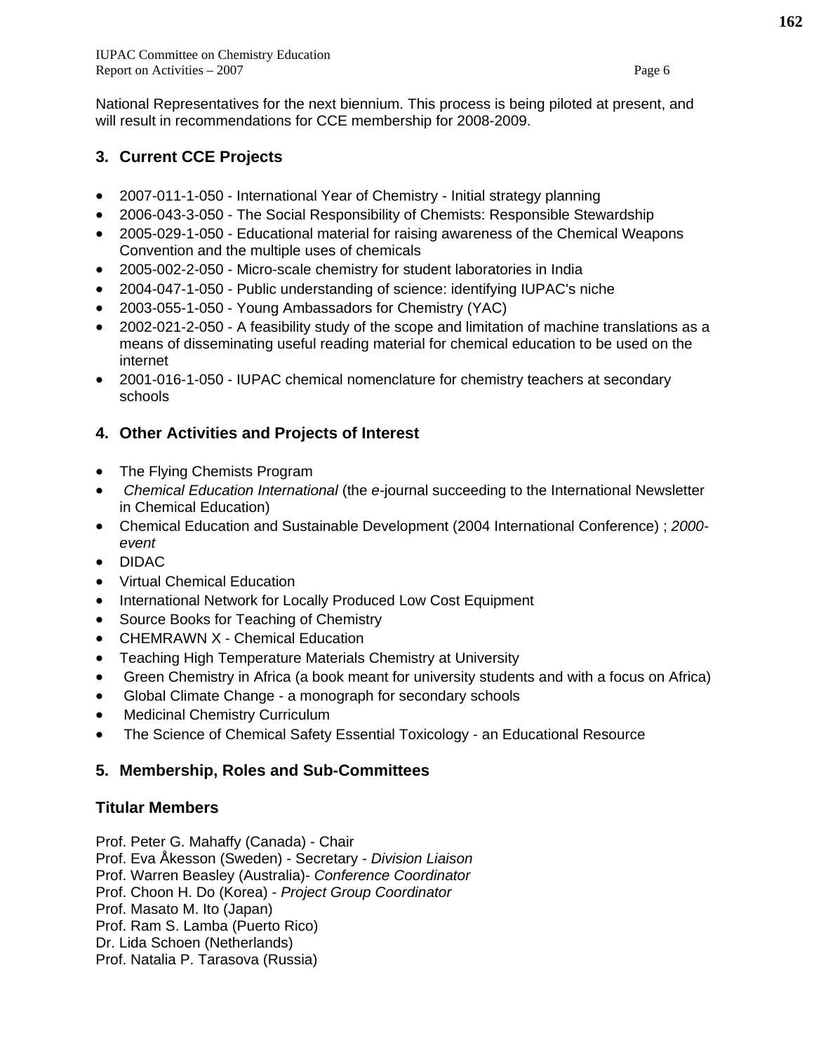National Representatives for the next biennium. This process is being piloted at present, and will result in recommendations for CCE membership for 2008-2009.

## 3. Current CCE Projects

- 2007-011-1-050 - International Year of Chemistry - Initial strategy planning
- 2006-043-3-050 - The Social Responsibility of Chemists: Responsible Stewardship
- 2005-029-1-050 - Educational material for raising awareness of the Chemical Weapons Convention and the multiple uses of chemicals
- 2005-002-2-050 - Micro-scale chemistry for student laboratories in India
- 2004-047-1-050 - Public understanding of science: identifying IUPAC's niche
- 2003-055-1-050 - Young Ambassadors for Chemistry (YAC)
- 2002-021-2-050 - A feasibility study of the scope and limitation of machine translations as a means of disseminating useful reading material for chemical education to be used on the internet
- 2001-016-1-050 - IUPAC chemical nomenclature for chemistry teachers at secondary schools

## 4. Other Activities and Projects of Interest

- The Flying Chemists Program
- *Chemical Education International* (the *e*-journal succeeding to the International Newsletter in Chemical Education)
- Chemical Education and Sustainable Development (2004 International Conference) ; *2000-event*
- DIDAC
- Virtual Chemical Education
- International Network for Locally Produced Low Cost Equipment
- Source Books for Teaching of Chemistry
- CHEMRAWN X - Chemical Education
- Teaching High Temperature Materials Chemistry at University
- Green Chemistry in Africa (a book meant for university students and with a focus on Africa)
- Global Climate Change - a monograph for secondary schools
- Medicinal Chemistry Curriculum
- The Science of Chemical Safety Essential Toxicology - an Educational Resource

## 5. Membership, Roles and Sub-Committees

### Titular Members

Prof. Peter G. Mahaffy (Canada) - Chair
Prof. Eva Åkesson (Sweden) - Secretary - *Division Liaison*
Prof. Warren Beasley (Australia)- *Conference Coordinator*
Prof. Choon H. Do (Korea) - *Project Group Coordinator*
Prof. Masato M. Ito (Japan)
Prof. Ram S. Lamba (Puerto Rico)
Dr. Lida Schoen (Netherlands)
Prof. Natalia P. Tarasova (Russia)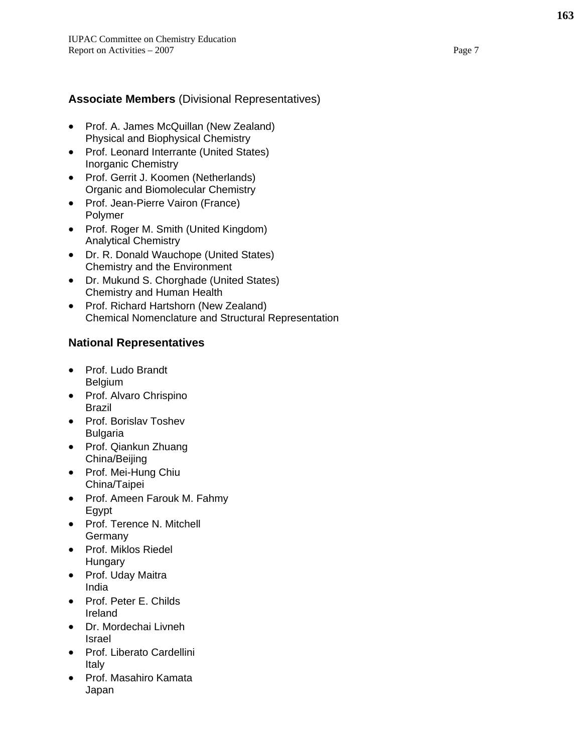## Associate Members (Divisional Representatives)

- Prof. A. James McQuillan (New Zealand)
  Physical and Biophysical Chemistry
- Prof. Leonard Interrante (United States)
  Inorganic Chemistry
- Prof. Gerrit J. Koomen (Netherlands)
  Organic and Biomolecular Chemistry
- Prof. Jean-Pierre Vairon (France)
  Polymer
- Prof. Roger M. Smith (United Kingdom)
  Analytical Chemistry
- Dr. R. Donald Wauchope (United States)
  Chemistry and the Environment
- Dr. Mukund S. Chorghade (United States)
  Chemistry and Human Health
- Prof. Richard Hartshorn (New Zealand)
  Chemical Nomenclature and Structural Representation

## National Representatives

- Prof. Ludo Brandt
  Belgium
- Prof. Alvaro Chrispino
  Brazil
- Prof. Borislav Toshev
  Bulgaria
- Prof. Qiankun Zhuang
  China/Beijing
- Prof. Mei-Hung Chiu
  China/Taipei
- Prof. Ameen Farouk M. Fahmy
  Egypt
- Prof. Terence N. Mitchell
  Germany
- Prof. Miklos Riedel
  Hungary
- Prof. Uday Maitra
  India
- Prof. Peter E. Childs
  Ireland
- Dr. Mordechai Livneh
  Israel
- Prof. Liberato Cardellini
  Italy
- Prof. Masahiro Kamata
  Japan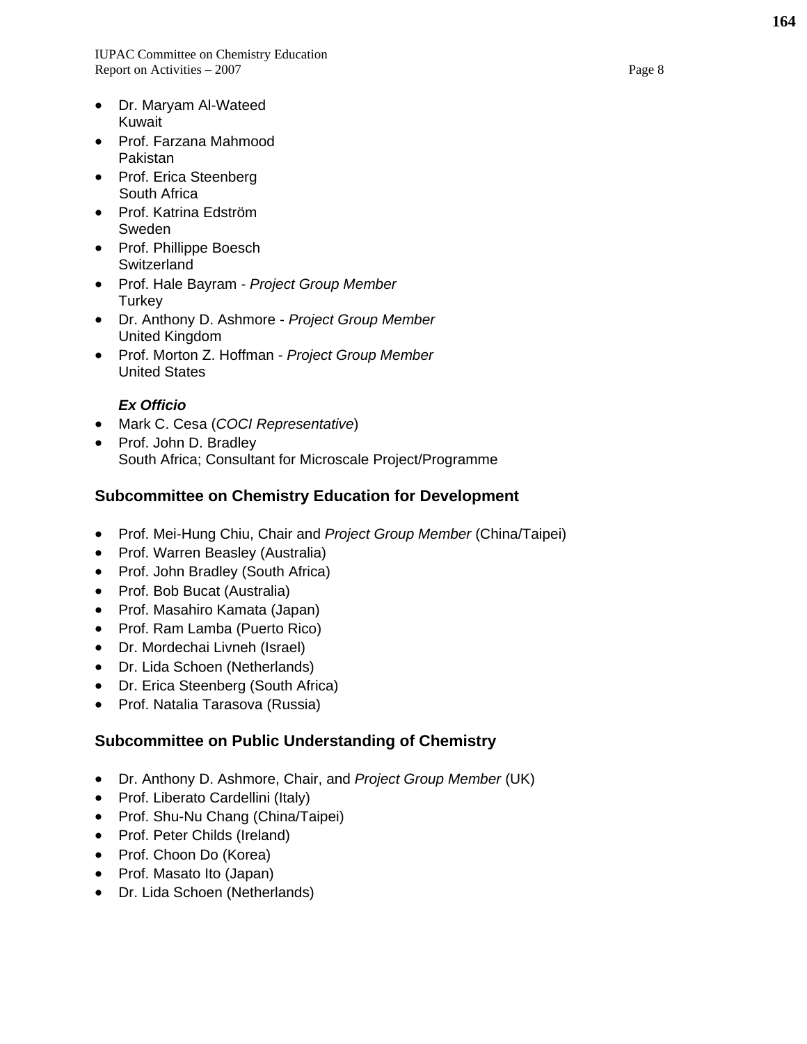- Dr. Maryam Al-Wateed
  Kuwait
- Prof. Farzana Mahmood
  Pakistan
- Prof. Erica Steenberg
  South Africa
- Prof. Katrina Edström
  Sweden
- Prof. Phillippe Boesch
  Switzerland
- Prof. Hale Bayram - *Project Group Member*
  Turkey
- Dr. Anthony D. Ashmore - *Project Group Member*
  United Kingdom
- Prof. Morton Z. Hoffman - *Project Group Member*
  United States

***Ex Officio***

- Mark C. Cesa (*COCI Representative*)
- Prof. John D. Bradley
  South Africa; Consultant for Microscale Project/Programme

## Subcommittee on Chemistry Education for Development

- Prof. Mei-Hung Chiu, Chair and *Project Group Member* (China/Taipei)
- Prof. Warren Beasley (Australia)
- Prof. John Bradley (South Africa)
- Prof. Bob Bucat (Australia)
- Prof. Masahiro Kamata (Japan)
- Prof. Ram Lamba (Puerto Rico)
- Dr. Mordechai Livneh (Israel)
- Dr. Lida Schoen (Netherlands)
- Dr. Erica Steenberg (South Africa)
- Prof. Natalia Tarasova (Russia)

## Subcommittee on Public Understanding of Chemistry

- Dr. Anthony D. Ashmore, Chair, and *Project Group Member* (UK)
- Prof. Liberato Cardellini (Italy)
- Prof. Shu-Nu Chang (China/Taipei)
- Prof. Peter Childs (Ireland)
- Prof. Choon Do (Korea)
- Prof. Masato Ito (Japan)
- Dr. Lida Schoen (Netherlands)